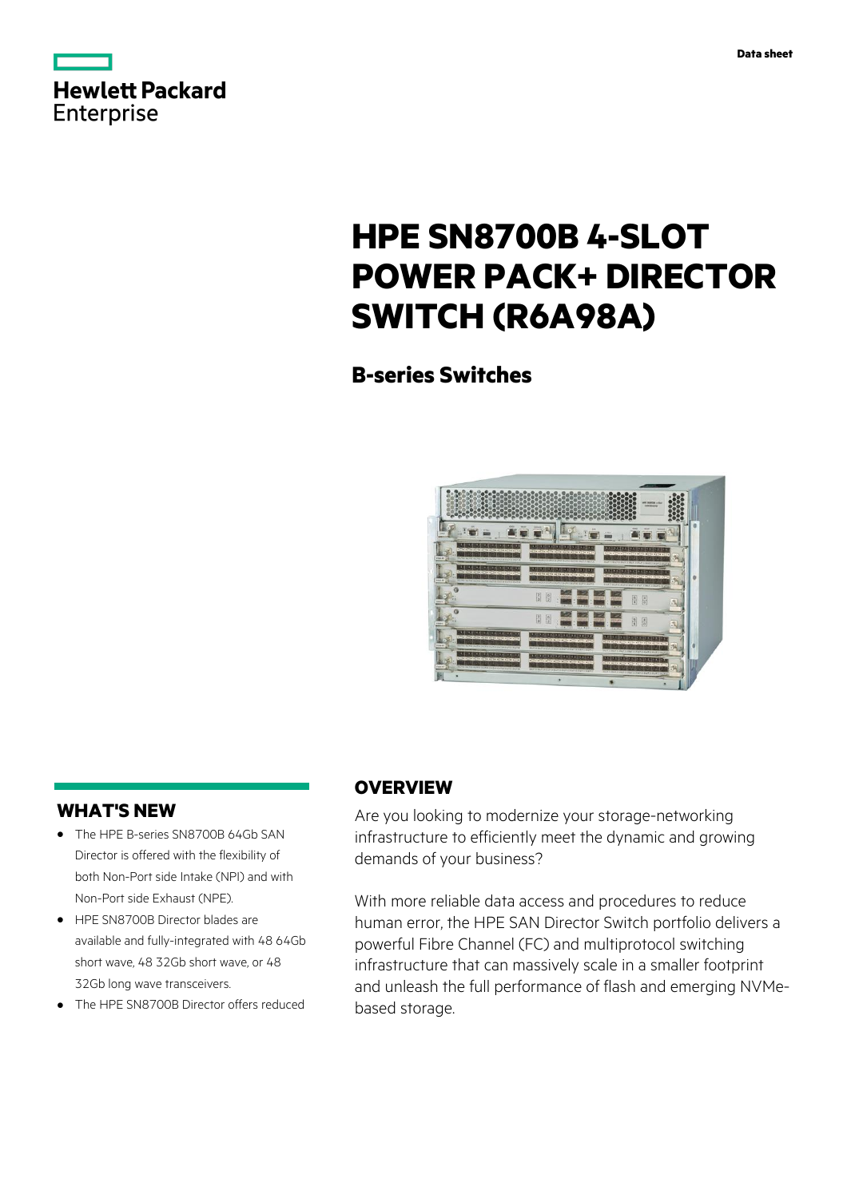Hewlett Packard Enterprise

Data sheet

# HPE SN8700B 4-SLOT POWER PACK+ DIRECTOR SWITCH (R6A98A)

## B-series Switches

## WHAT'S NEW

- The HPE B-series SN8700B 64Gb SAN Director is offered with the flexibility of both Non-Port side Intake (NPI) and with Non-Port side Exhaust (NPE).
- HPE SN8700B Director blades are available and fully-integrated with 48 64Gb short wave, 48 32Gb short wave, or 48 32Gb long wave transceivers.
- The HPE SN8700B Director offers reduced

## OVERVIEW

Are you looking to modernize your storage-networking infrastructure to efficiently meet the dynamic and growing demands of your business?

With more reliable data access and procedures to reduce human error, the HPE SAN Director Switch portfolio delivers a powerful Fibre Channel (FC) and multiprotocol switching infrastructure that can massively scale in a smaller footprint and unleash the full performance of flash and emerging NVMe-based storage.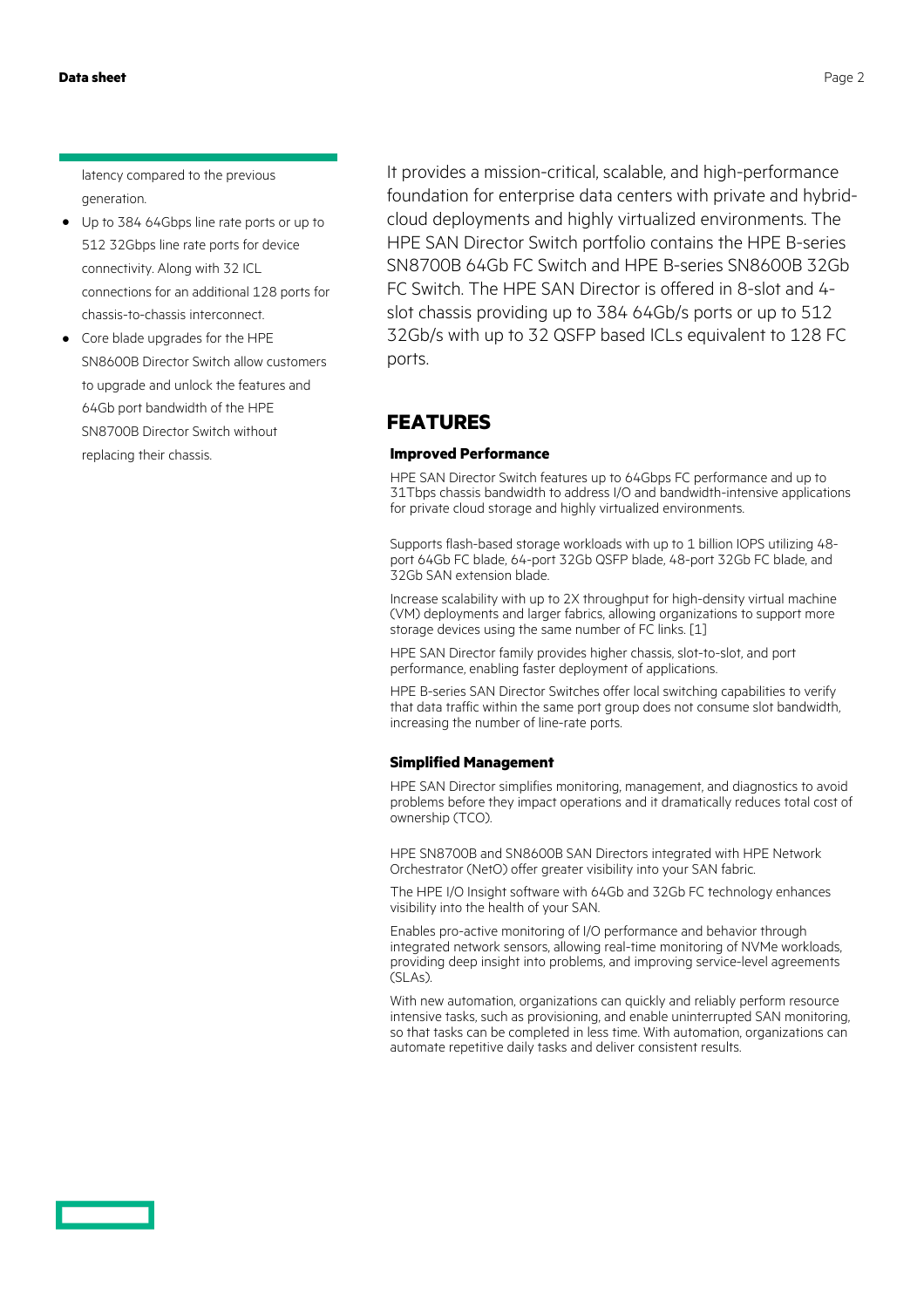latency compared to the previous generation.

- Up to 384 64Gbps line rate ports or up to 512 32Gbps line rate ports for device connectivity. Along with 32 ICL connections for an additional 128 ports for chassis-to-chassis interconnect.
- Core blade upgrades for the HPE SN8600B Director Switch allow customers to upgrade and unlock the features and 64Gb port bandwidth of the HPE SN8700B Director Switch without replacing their chassis.

It provides a mission-critical, scalable, and high-performance foundation for enterprise data centers with private and hybrid-cloud deployments and highly virtualized environments. The HPE SAN Director Switch portfolio contains the HPE B-series SN8700B 64Gb FC Switch and HPE B-series SN8600B 32Gb FC Switch. The HPE SAN Director is offered in 8-slot and 4-slot chassis providing up to 384 64Gb/s ports or up to 512 32Gb/s with up to 32 QSFP based ICLs equivalent to 128 FC ports.

## FEATURES

### Improved Performance

HPE SAN Director Switch features up to 64Gbps FC performance and up to 31Tbps chassis bandwidth to address I/O and bandwidth-intensive applications for private cloud storage and highly virtualized environments.

Supports flash-based storage workloads with up to 1 billion IOPS utilizing 48-port 64Gb FC blade, 64-port 32Gb QSFP blade, 48-port 32Gb FC blade, and 32Gb SAN extension blade.

Increase scalability with up to 2X throughput for high-density virtual machine (VM) deployments and larger fabrics, allowing organizations to support more storage devices using the same number of FC links. [1]

HPE SAN Director family provides higher chassis, slot-to-slot, and port performance, enabling faster deployment of applications.

HPE B-series SAN Director Switches offer local switching capabilities to verify that data traffic within the same port group does not consume slot bandwidth, increasing the number of line-rate ports.

### Simplified Management

HPE SAN Director simplifies monitoring, management, and diagnostics to avoid problems before they impact operations and it dramatically reduces total cost of ownership (TCO).

HPE SN8700B and SN8600B SAN Directors integrated with HPE Network Orchestrator (NetO) offer greater visibility into your SAN fabric.

The HPE I/O Insight software with 64Gb and 32Gb FC technology enhances visibility into the health of your SAN.

Enables pro-active monitoring of I/O performance and behavior through integrated network sensors, allowing real-time monitoring of NVMe workloads, providing deep insight into problems, and improving service-level agreements (SLAs).

With new automation, organizations can quickly and reliably perform resource intensive tasks, such as provisioning, and enable uninterrupted SAN monitoring, so that tasks can be completed in less time. With automation, organizations can automate repetitive daily tasks and deliver consistent results.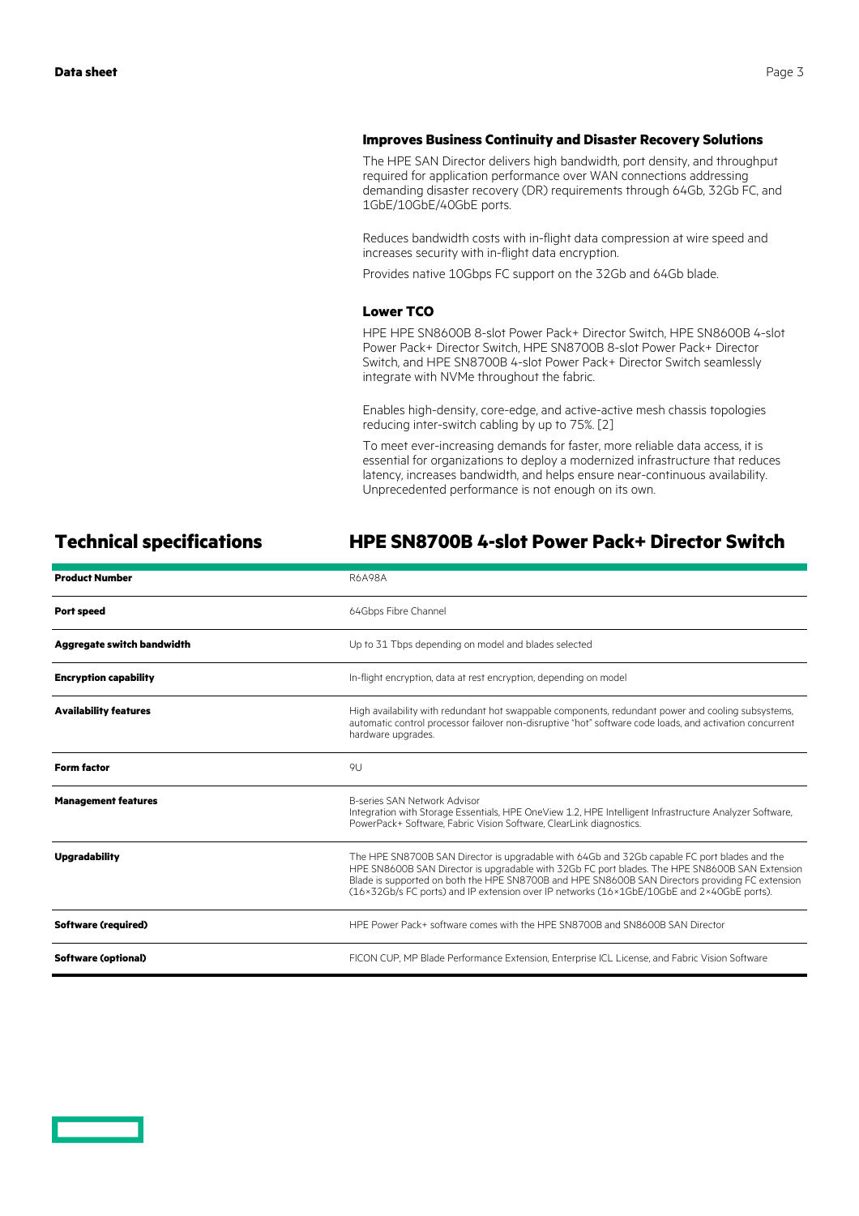### Improves Business Continuity and Disaster Recovery Solutions

The HPE SAN Director delivers high bandwidth, port density, and throughput required for application performance over WAN connections addressing demanding disaster recovery (DR) requirements through 64Gb, 32Gb FC, and 1GbE/10GbE/40GbE ports.

Reduces bandwidth costs with in-flight data compression at wire speed and increases security with in-flight data encryption.

Provides native 10Gbps FC support on the 32Gb and 64Gb blade.

### Lower TCO

HPE HPE SN8600B 8-slot Power Pack+ Director Switch, HPE SN8600B 4-slot Power Pack+ Director Switch, HPE SN8700B 8-slot Power Pack+ Director Switch, and HPE SN8700B 4-slot Power Pack+ Director Switch seamlessly integrate with NVMe throughout the fabric.

Enables high-density, core-edge, and active-active mesh chassis topologies reducing inter-switch cabling by up to 75%. [2]

To meet ever-increasing demands for faster, more reliable data access, it is essential for organizations to deploy a modernized infrastructure that reduces latency, increases bandwidth, and helps ensure near-continuous availability. Unprecedented performance is not enough on its own.

## Technical specifications

## HPE SN8700B 4-slot Power Pack+ Director Switch

| | |
|---|---|
| **Product Number** | R6A98A |
| **Port speed** | 64Gbps Fibre Channel |
| **Aggregate switch bandwidth** | Up to 31 Tbps depending on model and blades selected |
| **Encryption capability** | In-flight encryption, data at rest encryption, depending on model |
| **Availability features** | High availability with redundant hot swappable components, redundant power and cooling subsystems, automatic control processor failover non-disruptive "hot" software code loads, and activation concurrent hardware upgrades. |
| **Form factor** | 9U |
| **Management features** | B-series SAN Network Advisor<br>Integration with Storage Essentials, HPE OneView 1.2, HPE Intelligent Infrastructure Analyzer Software, PowerPack+ Software, Fabric Vision Software, ClearLink diagnostics. |
| **Upgradability** | The HPE SN8700B SAN Director is upgradable with 64Gb and 32Gb capable FC port blades and the HPE SN8600B SAN Director is upgradable with 32Gb FC port blades. The HPE SN8600B SAN Extension Blade is supported on both the HPE SN8700B and HPE SN8600B SAN Directors providing FC extension (16×32Gb/s FC ports) and IP extension over IP networks (16×1GbE/10GbE and 2×40GbE ports). |
| **Software (required)** | HPE Power Pack+ software comes with the HPE SN8700B and SN8600B SAN Director |
| **Software (optional)** | FICON CUP, MP Blade Performance Extension, Enterprise ICL License, and Fabric Vision Software |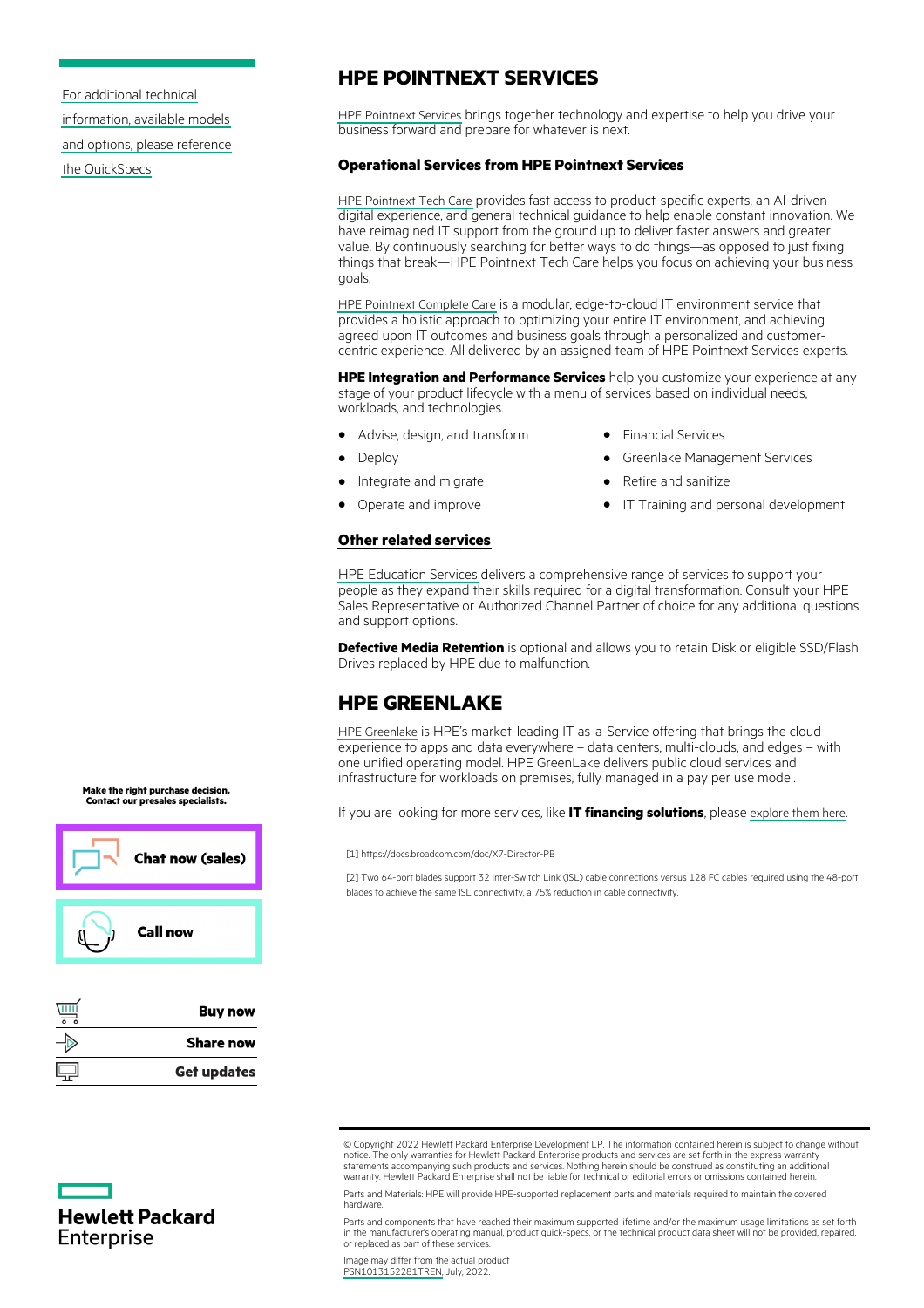For additional technical information, available models and options, please reference the QuickSpecs

# HPE POINTNEXT SERVICES

HPE Pointnext Services brings together technology and expertise to help you drive your business forward and prepare for whatever is next.

### Operational Services from HPE Pointnext Services

HPE Pointnext Tech Care provides fast access to product-specific experts, an AI-driven digital experience, and general technical guidance to help enable constant innovation. We have reimagined IT support from the ground up to deliver faster answers and greater value. By continuously searching for better ways to do things—as opposed to just fixing things that break—HPE Pointnext Tech Care helps you focus on achieving your business goals.

HPE Pointnext Complete Care is a modular, edge-to-cloud IT environment service that provides a holistic approach to optimizing your entire IT environment, and achieving agreed upon IT outcomes and business goals through a personalized and customer-centric experience. All delivered by an assigned team of HPE Pointnext Services experts.

**HPE Integration and Performance Services** help you customize your experience at any stage of your product lifecycle with a menu of services based on individual needs, workloads, and technologies.

- Advise, design, and transform
- Deploy
- Integrate and migrate
- Operate and improve
- Financial Services
- Greenlake Management Services
- Retire and sanitize
- IT Training and personal development

### Other related services

HPE Education Services delivers a comprehensive range of services to support your people as they expand their skills required for a digital transformation. Consult your HPE Sales Representative or Authorized Channel Partner of choice for any additional questions and support options.

**Defective Media Retention** is optional and allows you to retain Disk or eligible SSD/Flash Drives replaced by HPE due to malfunction.

# HPE GREENLAKE

HPE Greenlake is HPE's market-leading IT as-a-Service offering that brings the cloud experience to apps and data everywhere – data centers, multi-clouds, and edges – with one unified operating model. HPE GreenLake delivers public cloud services and infrastructure for workloads on premises, fully managed in a pay per use model.

If you are looking for more services, like **IT financing solutions**, please explore them here.

[1] https://docs.broadcom.com/doc/X7-Director-PB

[2] Two 64-port blades support 32 Inter-Switch Link (ISL) cable connections versus 128 FC cables required using the 48-port blades to achieve the same ISL connectivity, a 75% reduction in cable connectivity.

**Make the right purchase decision. Contact our presales specialists.**

**Chat now (sales)**

**Call now**

**Buy now**

**Share now**

**Get updates**

Hewlett Packard Enterprise

© Copyright 2022 Hewlett Packard Enterprise Development LP. The information contained herein is subject to change without notice. The only warranties for Hewlett Packard Enterprise products and services are set forth in the express warranty statements accompanying such products and services. Nothing herein should be construed as constituting an additional warranty. Hewlett Packard Enterprise shall not be liable for technical or editorial errors or omissions contained herein.

Parts and Materials: HPE will provide HPE-supported replacement parts and materials required to maintain the covered hardware.

Parts and components that have reached their maximum supported lifetime and/or the maximum usage limitations as set forth in the manufacturer's operating manual, product quick-specs, or the technical product data sheet will not be provided, repaired, or replaced as part of these services.

Image may differ from the actual product
PSN1013152281TREN, July, 2022.